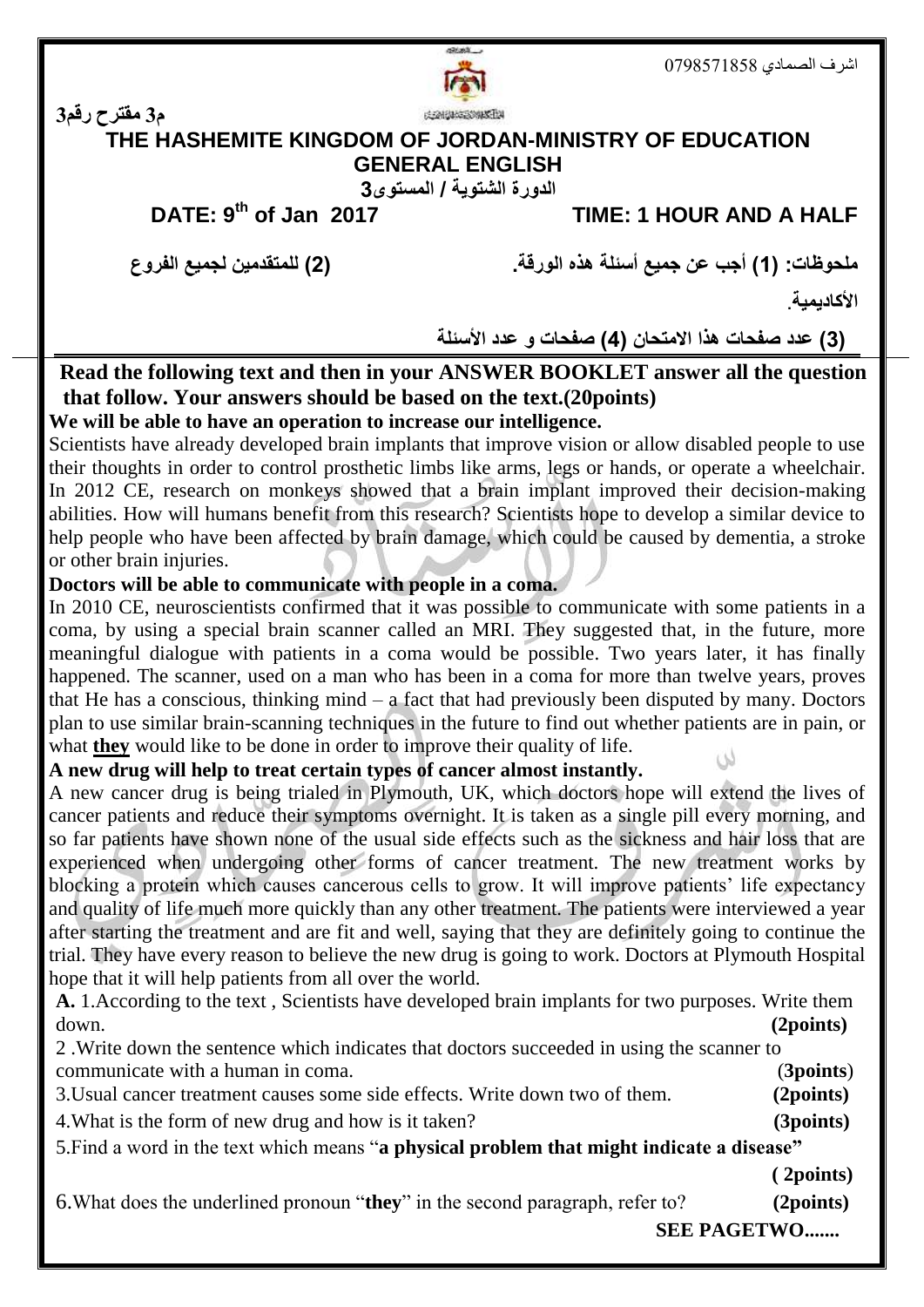اشرف الصمادي 0798571858

م3 مقترح رقم3

# THE HASHEMITE KINGDOM OF JORDAN-MINISTRY OF EDUCATION
## GENERAL ENGLISH

الدورة الشتوية / المستوى3

**DATE: 9th of Jan 2017** **TIME: 1 HOUR AND A HALF**

**ملحوظات: (1) أجب عن جميع أسئلة هذه الورقة. (2) للمتقدمين لجميع الفروع الأكاديمية.**

**(3) عدد صفحات هذا الامتحان (4) صفحات و عدد الأسئلة**

---

**Read the following text and then in your ANSWER BOOKLET answer all the question that follow. Your answers should be based on the text.(20points)**

**We will be able to have an operation to increase our intelligence.**

Scientists have already developed brain implants that improve vision or allow disabled people to use their thoughts in order to control prosthetic limbs like arms, legs or hands, or operate a wheelchair. In 2012 CE, research on monkeys showed that a brain implant improved their decision-making abilities. How will humans benefit from this research? Scientists hope to develop a similar device to help people who have been affected by brain damage, which could be caused by dementia, a stroke or other brain injuries.

**Doctors will be able to communicate with people in a coma.**

In 2010 CE, neuroscientists confirmed that it was possible to communicate with some patients in a coma, by using a special brain scanner called an MRI. They suggested that, in the future, more meaningful dialogue with patients in a coma would be possible. Two years later, it has finally happened. The scanner, used on a man who has been in a coma for more than twelve years, proves that He has a conscious, thinking mind – a fact that had previously been disputed by many. Doctors plan to use similar brain-scanning techniques in the future to find out whether patients are in pain, or what **<u>they</u>** would like to be done in order to improve their quality of life.

**A new drug will help to treat certain types of cancer almost instantly.**

A new cancer drug is being trialed in Plymouth, UK, which doctors hope will extend the lives of cancer patients and reduce their symptoms overnight. It is taken as a single pill every morning, and so far patients have shown none of the usual side effects such as the sickness and hair loss that are experienced when undergoing other forms of cancer treatment. The new treatment works by blocking a protein which causes cancerous cells to grow. It will improve patients' life expectancy and quality of life much more quickly than any other treatment. The patients were interviewed a year after starting the treatment and are fit and well, saying that they are definitely going to continue the trial. They have every reason to believe the new drug is going to work. Doctors at Plymouth Hospital hope that it will help patients from all over the world.

**A.** 1.According to the text , Scientists have developed brain implants for two purposes. Write them down. **(2points)**

2 .Write down the sentence which indicates that doctors succeeded in using the scanner to communicate with a human in coma. (**3points**)

3.Usual cancer treatment causes some side effects. Write down two of them. **(2points)**

4.What is the form of new drug and how is it taken? **(3points)**

5.Find a word in the text which means "**a physical problem that might indicate a disease**" **( 2points)**

6.What does the underlined pronoun "**they**" in the second paragraph, refer to? **(2points)**

**SEE PAGETWO.......**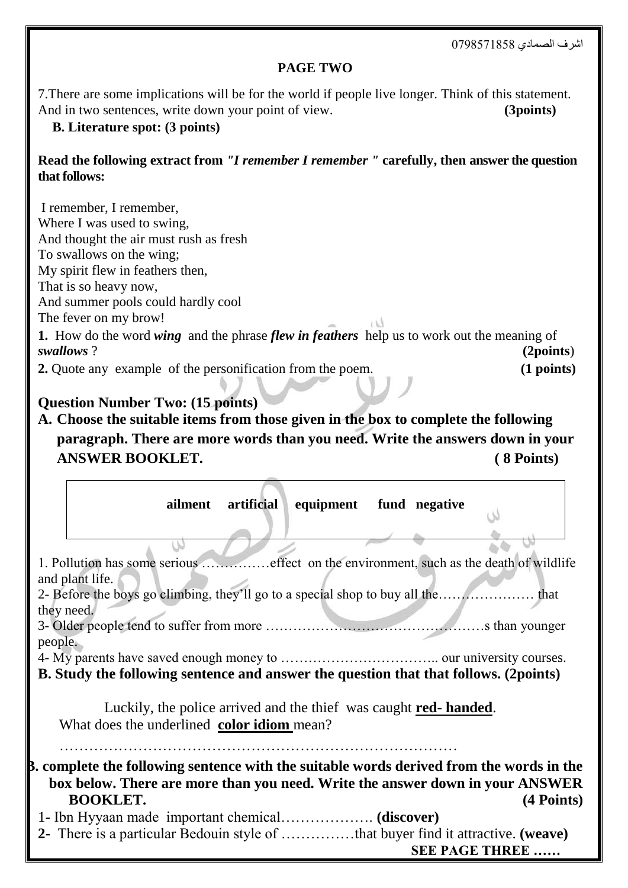## PAGE TWO

7.There are some implications will be for the world if people live longer. Think of this statement. And in two sentences, write down your point of view. **(3points)**

**B. Literature spot: (3 points)**

**Read the following extract from *"I remember I remember "* carefully, then answer the question that follows:**

I remember, I remember,
Where I was used to swing,
And thought the air must rush as fresh
To swallows on the wing;
My spirit flew in feathers then,
That is so heavy now,
And summer pools could hardly cool
The fever on my brow!

**1.** How do the word ***wing*** and the phrase ***flew in feathers*** help us to work out the meaning of ***swallows*** ? **(2points)**

**2.** Quote any example of the personification from the poem. **(1 points)**

## Question Number Two: (15 points)

**A. Choose the suitable items from those given in the box to complete the following paragraph. There are more words than you need. Write the answers down in your ANSWER BOOKLET. ( 8 Points)**

| **ailment artificial equipment fund negative** |
|---|

1. Pollution has some serious ……………effect on the environment, such as the death of wildlife and plant life.
2- Before the boys go climbing, they'll go to a special shop to buy all the………………… that they need.
3- Older people tend to suffer from more ………………………………………s than younger people.
4- My parents have saved enough money to …………………………….. our university courses.

**B. Study the following sentence and answer the question that that follows. (2points)**

Luckily, the police arrived and the thief was caught **red- handed**.
What does the underlined **color idiom** mean?

………………………………………………………………………

**B. complete the following sentence with the suitable words derived from the words in the box below. There are more than you need. Write the answer down in your ANSWER BOOKLET. (4 Points)**

1- Ibn Hyyaan made important chemical………………. **(discover)**

**2-** There is a particular Bedouin style of ……………that buyer find it attractive. **(weave)**

**SEE PAGE THREE ……**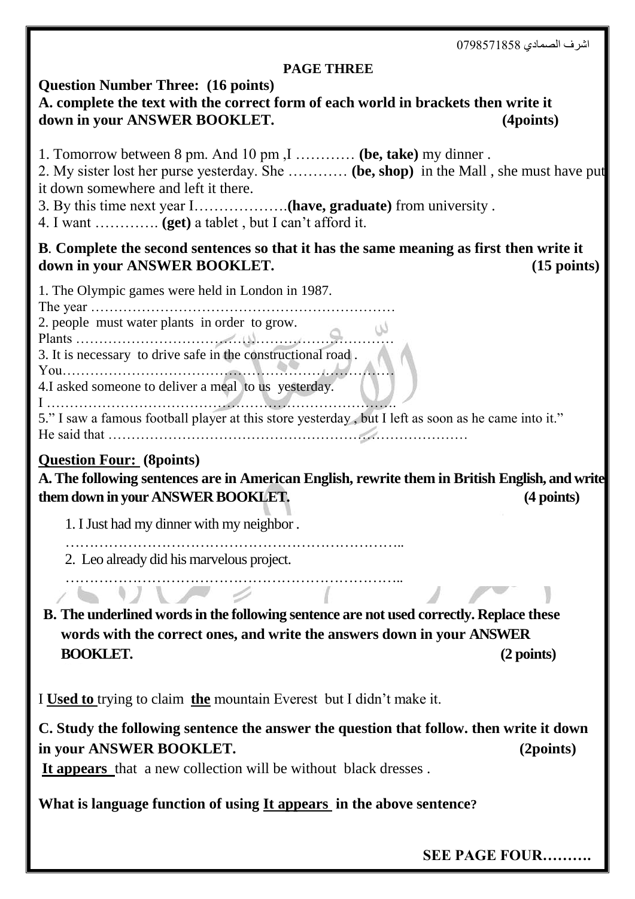اشرف الصمادي 0798571858

**PAGE THREE**

**Question Number Three: (16 points)**

**A. complete the text with the correct form of each world in brackets then write it down in your ANSWER BOOKLET. (4points)**

1. Tomorrow between 8 pm. And 10 pm ,I ………… **(be, take)** my dinner .
2. My sister lost her purse yesterday. She ………… **(be, shop)** in the Mall , she must have put it down somewhere and left it there.
3. By this time next year I……………….**(have, graduate)** from university .
4. I want …………. **(get)** a tablet , but I can't afford it.

**B. Complete the second sentences so that it has the same meaning as first then write it down in your ANSWER BOOKLET. (15 points)**

1. The Olympic games were held in London in 1987.
The year …………………………………………………………
2. people must water plants in order to grow.
Plants …………………………………………………………
3. It is necessary to drive safe in the constructional road .
You…………………………………………………………….
4.I asked someone to deliver a meal to us yesterday.
I ………………………………………………………………….
5." I saw a famous football player at this store yesterday , but I left as soon as he came into it."
He said that ……………………………………………………………………

**Question Four: (8points)**

**A. The following sentences are in American English, rewrite them in British English, and write them down in your ANSWER BOOKLET. (4 points)**

1. I Just had my dinner with my neighbor .
……………………………………………………………..
2. Leo already did his marvelous project.
……………………………………………………………..

**B. The underlined words in the following sentence are not used correctly. Replace these words with the correct ones, and write the answers down in your ANSWER BOOKLET. (2 points)**

I **Used to** trying to claim **the** mountain Everest but I didn't make it.

**C. Study the following sentence the answer the question that follow. then write it down in your ANSWER BOOKLET. (2points)**

**It appears** that a new collection will be without black dresses .

**What is language function of using It appears in the above sentence?**

**SEE PAGE FOUR……….**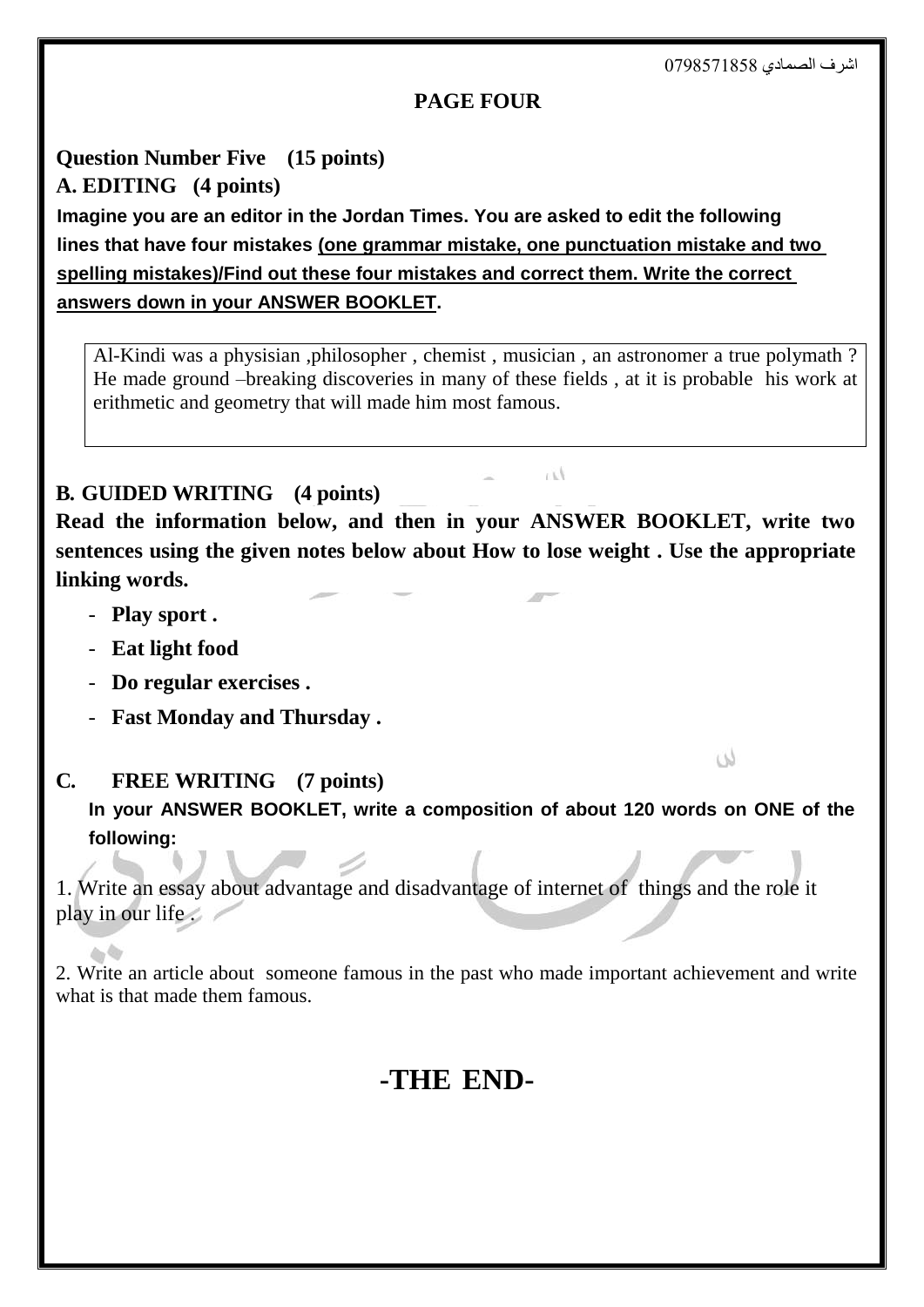**PAGE FOUR**

**Question Number Five (15 points)**

**A. EDITING (4 points)**

**Imagine you are an editor in the Jordan Times. You are asked to edit the following lines that have four mistakes (one grammar mistake, one punctuation mistake and two spelling mistakes)/Find out these four mistakes and correct them. Write the correct answers down in your ANSWER BOOKLET.**

> Al-Kindi was a physisian ,philosopher , chemist , musician , an astronomer a true polymath ? He made ground –breaking discoveries in many of these fields , at it is probable his work at erithmetic and geometry that will made him most famous.

**B. GUIDED WRITING (4 points)**

**Read the information below, and then in your ANSWER BOOKLET, write two sentences using the given notes below about How to lose weight . Use the appropriate linking words.**

- **Play sport .**
- **Eat light food**
- **Do regular exercises .**
- **Fast Monday and Thursday .**

**C. FREE WRITING (7 points)**

**In your ANSWER BOOKLET, write a composition of about 120 words on ONE of the following:**

1. Write an essay about advantage and disadvantage of internet of things and the role it play in our life .

2. Write an article about someone famous in the past who made important achievement and write what is that made them famous.

# -THE END-